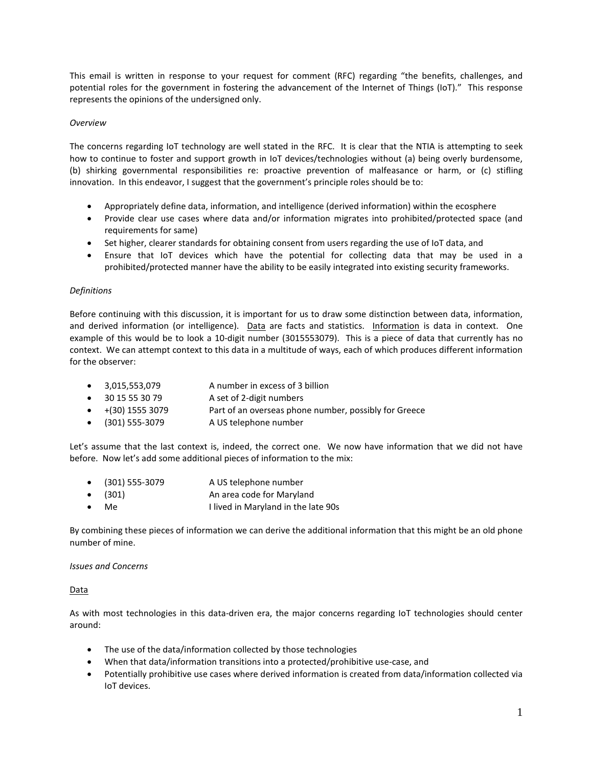This email is written in response to your request for comment (RFC) regarding "the benefits, challenges, and potential roles for the government in fostering the advancement of the Internet of Things (IoT)." This response represents the opinions of the undersigned only.

*Overview*

The concerns regarding IoT technology are well stated in the RFC. It is clear that the NTIA is attempting to seek how to continue to foster and support growth in IoT devices/technologies without (a) being overly burdensome, (b) shirking governmental responsibilities re: proactive prevention of malfeasance or harm, or (c) stifling innovation. In this endeavor, I suggest that the government's principle roles should be to:

- Appropriately define data, information, and intelligence (derived information) within the ecosphere
- Provide clear use cases where data and/or information migrates into prohibited/protected space (and requirements for same)
- Set higher, clearer standards for obtaining consent from users regarding the use of IoT data, and
- Ensure that IoT devices which have the potential for collecting data that may be used in a prohibited/protected manner have the ability to be easily integrated into existing security frameworks.

*Definitions*

Before continuing with this discussion, it is important for us to draw some distinction between data, information, and derived information (or intelligence). <u>Data</u> are facts and statistics. <u>Information</u> is data in context. One example of this would be to look a 10-digit number (3015553079). This is a piece of data that currently has no context. We can attempt context to this data in a multitude of ways, each of which produces different information for the observer:

- 3,015,553,079 — A number in excess of 3 billion
- 30 15 55 30 79 — A set of 2-digit numbers
- +(30) 1555 3079 — Part of an overseas phone number, possibly for Greece
- (301) 555-3079 — A US telephone number

Let's assume that the last context is, indeed, the correct one. We now have information that we did not have before. Now let's add some additional pieces of information to the mix:

- (301) 555-3079 — A US telephone number
- (301) — An area code for Maryland
- Me — I lived in Maryland in the late 90s

By combining these pieces of information we can derive the additional information that this might be an old phone number of mine.

*Issues and Concerns*

<u>Data</u>

As with most technologies in this data-driven era, the major concerns regarding IoT technologies should center around:

- The use of the data/information collected by those technologies
- When that data/information transitions into a protected/prohibitive use-case, and
- Potentially prohibitive use cases where derived information is created from data/information collected via IoT devices.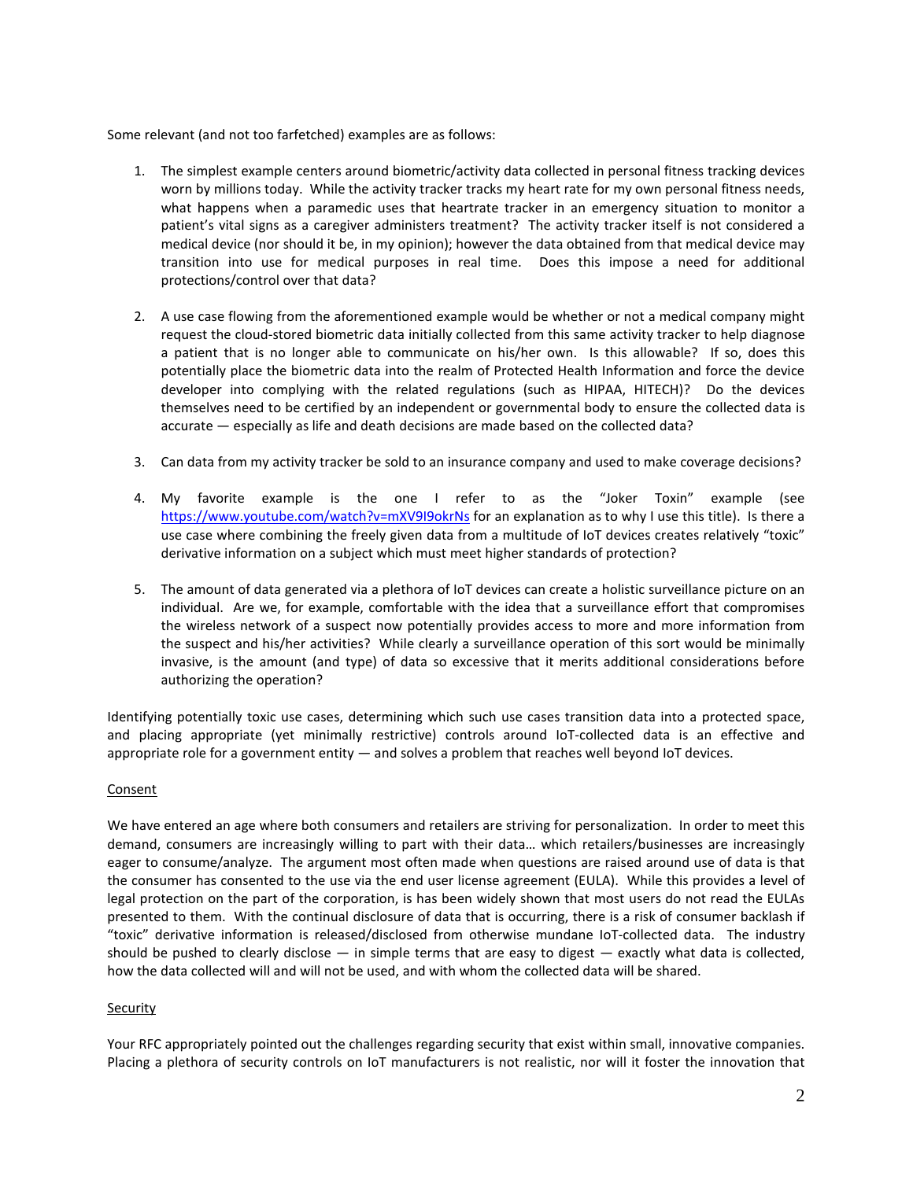Some relevant (and not too farfetched) examples are as follows:

1. The simplest example centers around biometric/activity data collected in personal fitness tracking devices worn by millions today. While the activity tracker tracks my heart rate for my own personal fitness needs, what happens when a paramedic uses that heartrate tracker in an emergency situation to monitor a patient's vital signs as a caregiver administers treatment? The activity tracker itself is not considered a medical device (nor should it be, in my opinion); however the data obtained from that medical device may transition into use for medical purposes in real time. Does this impose a need for additional protections/control over that data?

2. A use case flowing from the aforementioned example would be whether or not a medical company might request the cloud-stored biometric data initially collected from this same activity tracker to help diagnose a patient that is no longer able to communicate on his/her own. Is this allowable? If so, does this potentially place the biometric data into the realm of Protected Health Information and force the device developer into complying with the related regulations (such as HIPAA, HITECH)? Do the devices themselves need to be certified by an independent or governmental body to ensure the collected data is accurate — especially as life and death decisions are made based on the collected data?

3. Can data from my activity tracker be sold to an insurance company and used to make coverage decisions?

4. My favorite example is the one I refer to as the "Joker Toxin" example (see https://www.youtube.com/watch?v=mXV9I9okrNs for an explanation as to why I use this title). Is there a use case where combining the freely given data from a multitude of IoT devices creates relatively "toxic" derivative information on a subject which must meet higher standards of protection?

5. The amount of data generated via a plethora of IoT devices can create a holistic surveillance picture on an individual. Are we, for example, comfortable with the idea that a surveillance effort that compromises the wireless network of a suspect now potentially provides access to more and more information from the suspect and his/her activities? While clearly a surveillance operation of this sort would be minimally invasive, is the amount (and type) of data so excessive that it merits additional considerations before authorizing the operation?

Identifying potentially toxic use cases, determining which such use cases transition data into a protected space, and placing appropriate (yet minimally restrictive) controls around IoT-collected data is an effective and appropriate role for a government entity — and solves a problem that reaches well beyond IoT devices.

<u>Consent</u>

We have entered an age where both consumers and retailers are striving for personalization. In order to meet this demand, consumers are increasingly willing to part with their data… which retailers/businesses are increasingly eager to consume/analyze. The argument most often made when questions are raised around use of data is that the consumer has consented to the use via the end user license agreement (EULA). While this provides a level of legal protection on the part of the corporation, is has been widely shown that most users do not read the EULAs presented to them. With the continual disclosure of data that is occurring, there is a risk of consumer backlash if "toxic" derivative information is released/disclosed from otherwise mundane IoT-collected data. The industry should be pushed to clearly disclose — in simple terms that are easy to digest — exactly what data is collected, how the data collected will and will not be used, and with whom the collected data will be shared.

<u>Security</u>

Your RFC appropriately pointed out the challenges regarding security that exist within small, innovative companies. Placing a plethora of security controls on IoT manufacturers is not realistic, nor will it foster the innovation that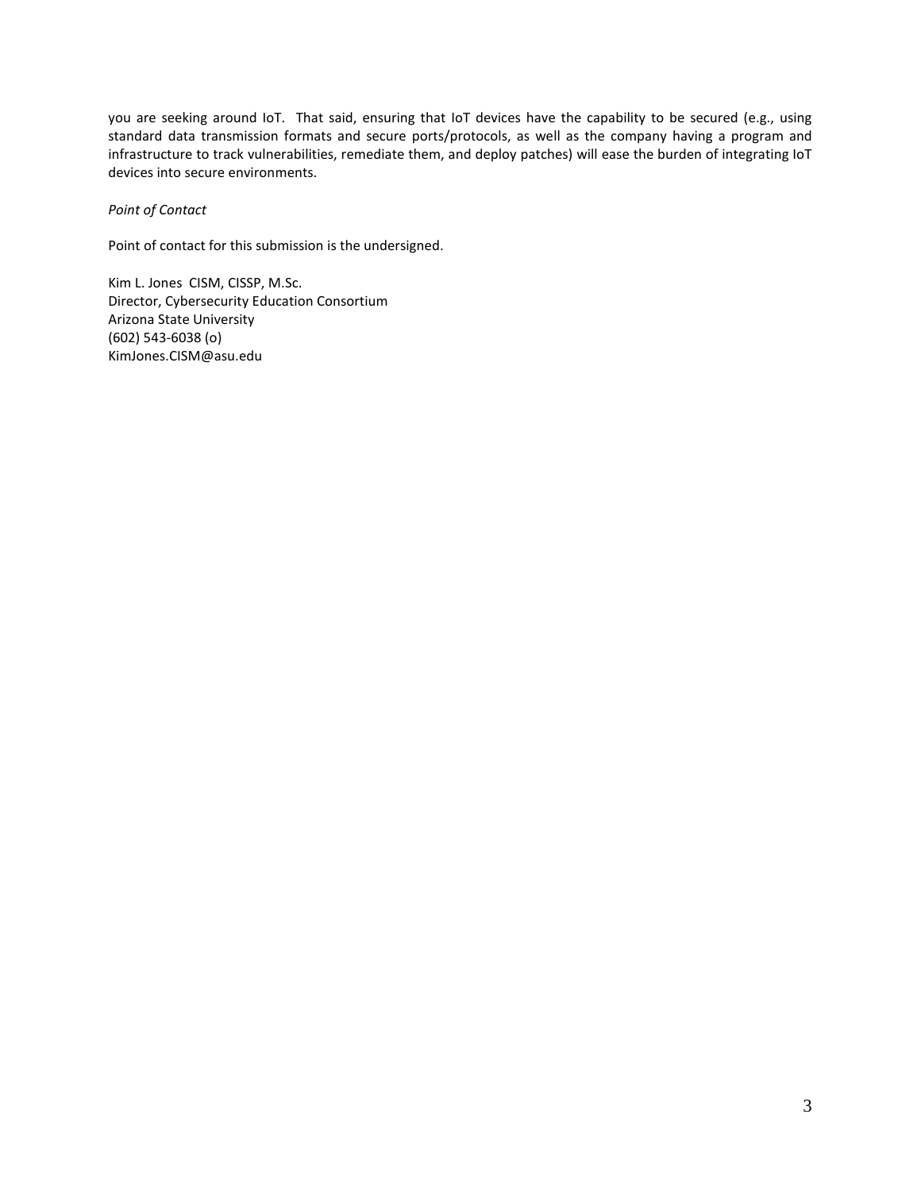you are seeking around IoT. That said, ensuring that IoT devices have the capability to be secured (e.g., using standard data transmission formats and secure ports/protocols, as well as the company having a program and infrastructure to track vulnerabilities, remediate them, and deploy patches) will ease the burden of integrating IoT devices into secure environments.

*Point of Contact*

Point of contact for this submission is the undersigned.

Kim L. Jones CISM, CISSP, M.Sc.  
Director, Cybersecurity Education Consortium  
Arizona State University  
(602) 543-6038 (o)  
KimJones.CISM@asu.edu